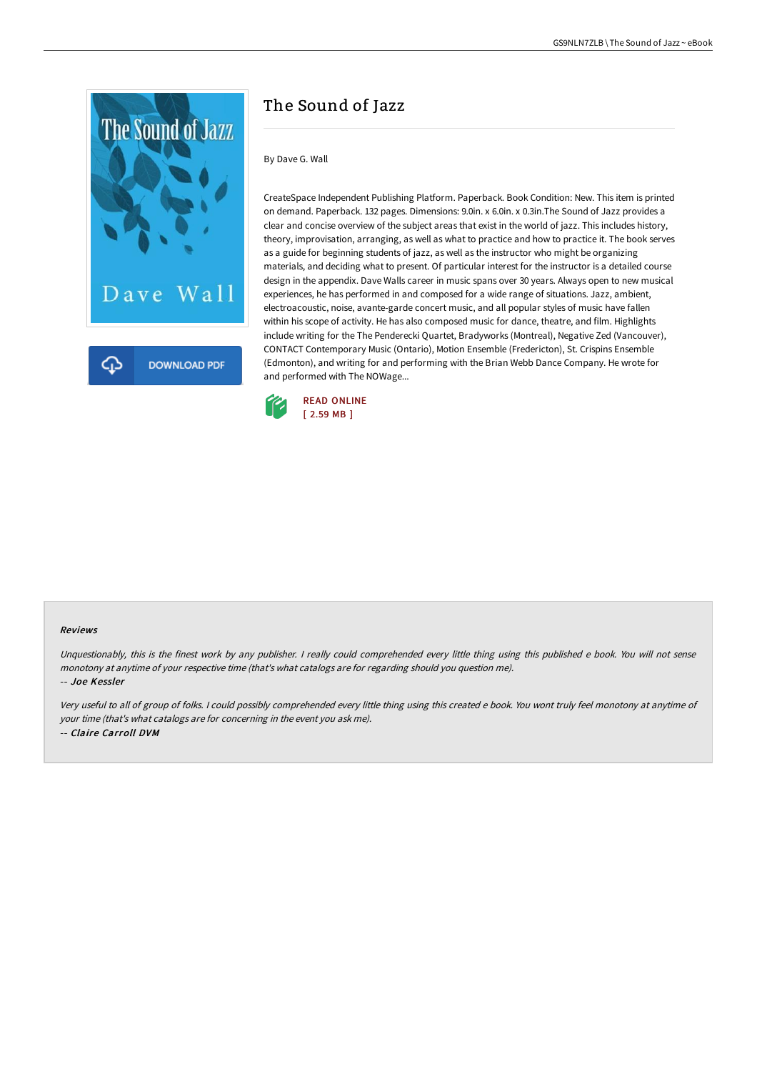# The Sound of Jazz

By Dave G. Wall

CreateSpace Independent Publishing Platform. Paperback. Book Condition: New. This item is printed on demand. Paperback. 132 pages. Dimensions: 9.0in. x 6.0in. x 0.3in.The Sound of Jazz provides a clear and concise overview of the subject areas that exist in the world of jazz. This includes history, theory, improvisation, arranging, as well as what to practice and how to practice it. The book serves as a guide for beginning students of jazz, as well as the instructor who might be organizing materials, and deciding what to present. Of particular interest for the instructor is a detailed course design in the appendix. Dave Walls career in music spans over 30 years. Always open to new musical experiences, he has performed in and composed for a wide range of situations. Jazz, ambient, electroacoustic, noise, avante-garde concert music, and all popular styles of music have fallen within his scope of activity. He has also composed music for dance, theatre, and film. Highlights include writing for the The Penderecki Quartet, Bradyworks (Montreal), Negative Zed (Vancouver), CONTACT Contemporary Music (Ontario), Motion Ensemble (Fredericton), St. Crispins Ensemble (Edmonton), and writing for and performing with the Brian Webb Dance Company. He wrote for and performed with The NOWage...

READ ONLINE
[ 2.59 MB ]

#### Reviews

*Unquestionably, this is the finest work by any publisher. I really could comprehended every little thing using this published e book. You will not sense monotony at anytime of your respective time (that's what catalogs are for regarding should you question me).*

-- *Joe Kessler*

*Very useful to all of group of folks. I could possibly comprehended every little thing using this created e book. You wont truly feel monotony at anytime of your time (that's what catalogs are for concerning in the event you ask me).*

-- *Claire Carroll DVM*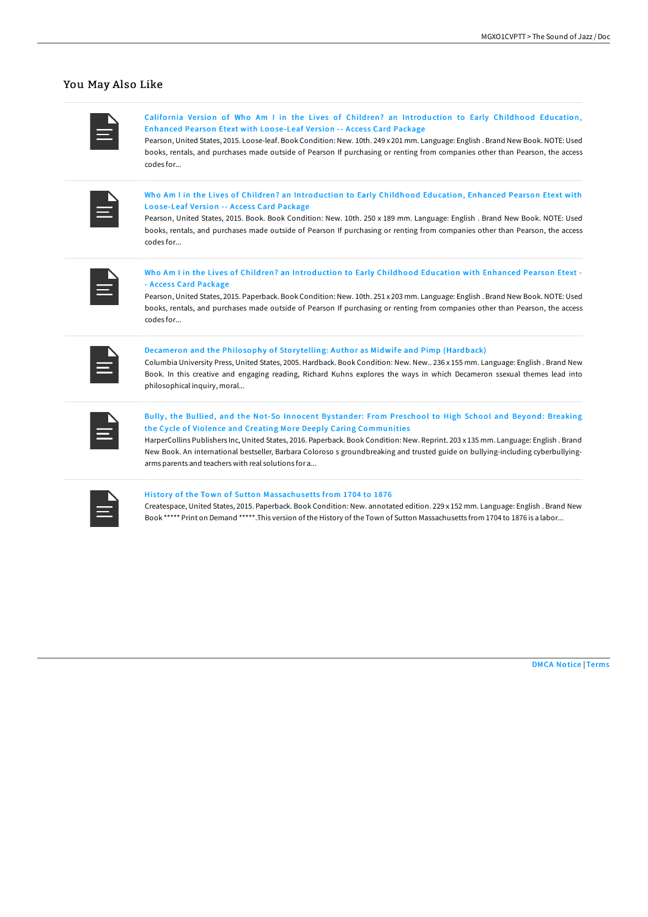## You May Also Like

**California Version of Who Am I in the Lives of Children? an Introduction to Early Childhood Education, Enhanced Pearson Etext with Loose-Leaf Version -- Access Card Package**

Pearson, United States, 2015. Loose-leaf. Book Condition: New. 10th. 249 x 201 mm. Language: English . Brand New Book. NOTE: Used books, rentals, and purchases made outside of Pearson If purchasing or renting from companies other than Pearson, the access codes for...

**Who Am I in the Lives of Children? an Introduction to Early Childhood Education, Enhanced Pearson Etext with Loose-Leaf Version -- Access Card Package**

Pearson, United States, 2015. Book. Book Condition: New. 10th. 250 x 189 mm. Language: English . Brand New Book. NOTE: Used books, rentals, and purchases made outside of Pearson If purchasing or renting from companies other than Pearson, the access codes for...

**Who Am I in the Lives of Children? an Introduction to Early Childhood Education with Enhanced Pearson Etext -- Access Card Package**

Pearson, United States, 2015. Paperback. Book Condition: New. 10th. 251 x 203 mm. Language: English . Brand New Book. NOTE: Used books, rentals, and purchases made outside of Pearson If purchasing or renting from companies other than Pearson, the access codes for...

**Decameron and the Philosophy of Storytelling: Author as Midwife and Pimp (Hardback)**

Columbia University Press, United States, 2005. Hardback. Book Condition: New. New.. 236 x 155 mm. Language: English . Brand New Book. In this creative and engaging reading, Richard Kuhns explores the ways in which Decameron ssexual themes lead into philosophical inquiry, moral...

**Bully, the Bullied, and the Not-So Innocent Bystander: From Preschool to High School and Beyond: Breaking the Cycle of Violence and Creating More Deeply Caring Communities**

HarperCollins Publishers Inc, United States, 2016. Paperback. Book Condition: New. Reprint. 203 x 135 mm. Language: English . Brand New Book. An international bestseller, Barbara Coloroso s groundbreaking and trusted guide on bullying-including cyberbullying-arms parents and teachers with real solutions for a...

**History of the Town of Sutton Massachusetts from 1704 to 1876**

Createspace, United States, 2015. Paperback. Book Condition: New. annotated edition. 229 x 152 mm. Language: English . Brand New Book ***** Print on Demand *****.This version of the History of the Town of Sutton Massachusetts from 1704 to 1876 is a labor...

DMCA Notice | Terms